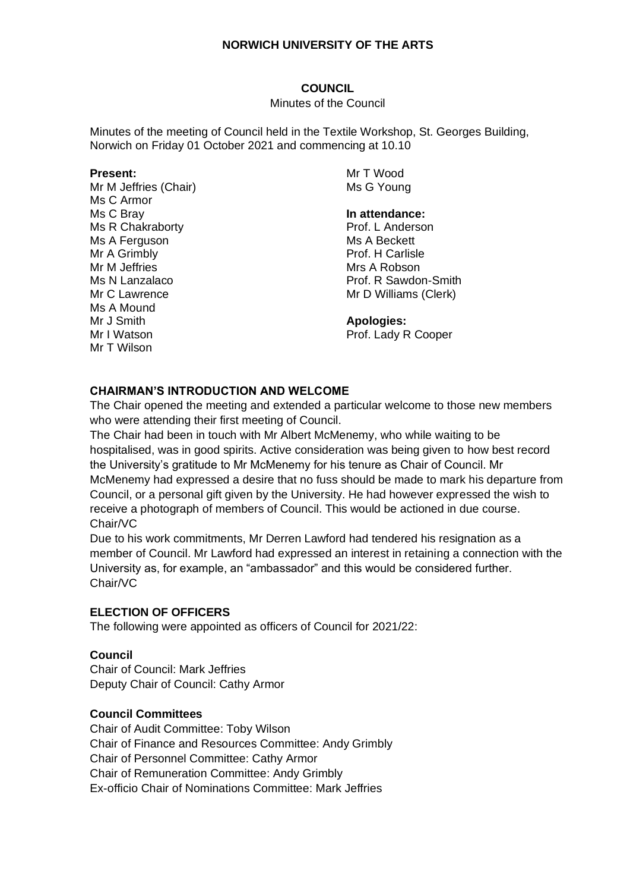# NORWICH UNIVERSITY OF THE ARTS

## COUNCIL

Minutes of the Council

Minutes of the meeting of Council held in the Textile Workshop, St. Georges Building, Norwich on Friday 01 October 2021 and commencing at 10.10

**Present:**
Mr M Jeffries (Chair)
Ms C Armor
Ms C Bray
Ms R Chakraborty
Ms A Ferguson
Mr A Grimbly
Mr M Jeffries
Ms N Lanzalaco
Mr C Lawrence
Ms A Mound
Mr J Smith
Mr I Watson
Mr T Wilson
Mr T Wood
Ms G Young

**In attendance:**
Prof. L Anderson
Ms A Beckett
Prof. H Carlisle
Mrs A Robson
Prof. R Sawdon-Smith
Mr D Williams (Clerk)

**Apologies:**
Prof. Lady R Cooper

### CHAIRMAN'S INTRODUCTION AND WELCOME

The Chair opened the meeting and extended a particular welcome to those new members who were attending their first meeting of Council.

The Chair had been in touch with Mr Albert McMenemy, who while waiting to be hospitalised, was in good spirits. Active consideration was being given to how best record the University's gratitude to Mr McMenemy for his tenure as Chair of Council. Mr McMenemy had expressed a desire that no fuss should be made to mark his departure from Council, or a personal gift given by the University. He had however expressed the wish to receive a photograph of members of Council. This would be actioned in due course.
Chair/VC

Due to his work commitments, Mr Derren Lawford had tendered his resignation as a member of Council. Mr Lawford had expressed an interest in retaining a connection with the University as, for example, an "ambassador" and this would be considered further.
Chair/VC

### ELECTION OF OFFICERS

The following were appointed as officers of Council for 2021/22:

**Council**

Chair of Council: Mark Jeffries
Deputy Chair of Council: Cathy Armor

**Council Committees**

Chair of Audit Committee: Toby Wilson
Chair of Finance and Resources Committee: Andy Grimbly
Chair of Personnel Committee: Cathy Armor
Chair of Remuneration Committee: Andy Grimbly
Ex-officio Chair of Nominations Committee: Mark Jeffries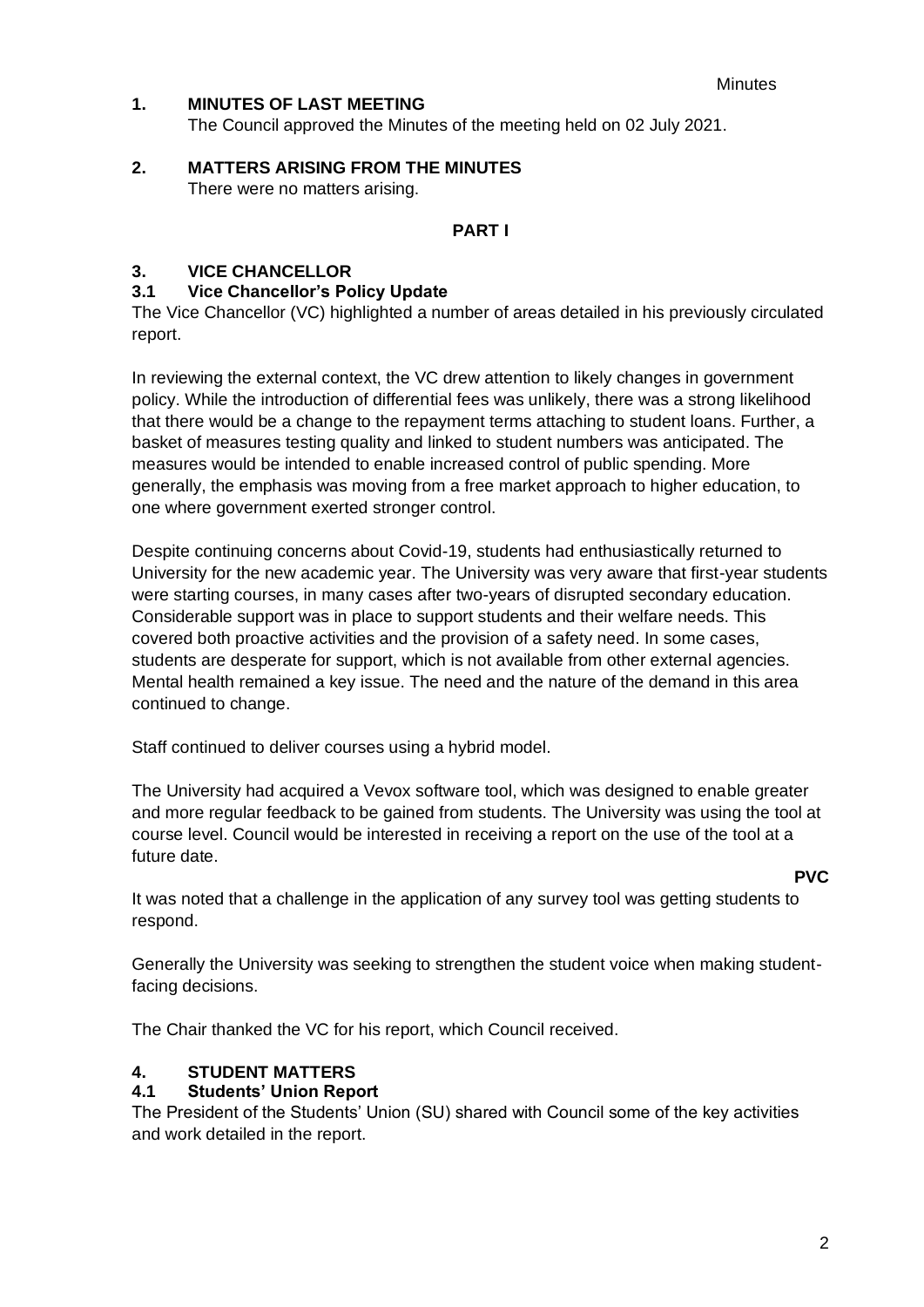## 1. MINUTES OF LAST MEETING

The Council approved the Minutes of the meeting held on 02 July 2021.

## 2. MATTERS ARISING FROM THE MINUTES

There were no matters arising.

**PART I**

## 3. VICE CHANCELLOR

### 3.1 Vice Chancellor's Policy Update

The Vice Chancellor (VC) highlighted a number of areas detailed in his previously circulated report.

In reviewing the external context, the VC drew attention to likely changes in government policy. While the introduction of differential fees was unlikely, there was a strong likelihood that there would be a change to the repayment terms attaching to student loans. Further, a basket of measures testing quality and linked to student numbers was anticipated. The measures would be intended to enable increased control of public spending. More generally, the emphasis was moving from a free market approach to higher education, to one where government exerted stronger control.

Despite continuing concerns about Covid-19, students had enthusiastically returned to University for the new academic year. The University was very aware that first-year students were starting courses, in many cases after two-years of disrupted secondary education. Considerable support was in place to support students and their welfare needs. This covered both proactive activities and the provision of a safety need. In some cases, students are desperate for support, which is not available from other external agencies. Mental health remained a key issue. The need and the nature of the demand in this area continued to change.

Staff continued to deliver courses using a hybrid model.

The University had acquired a Vevox software tool, which was designed to enable greater and more regular feedback to be gained from students. The University was using the tool at course level. Council would be interested in receiving a report on the use of the tool at a future date.

**PVC**

It was noted that a challenge in the application of any survey tool was getting students to respond.

Generally the University was seeking to strengthen the student voice when making student-facing decisions.

The Chair thanked the VC for his report, which Council received.

## 4. STUDENT MATTERS

### 4.1 Students' Union Report

The President of the Students' Union (SU) shared with Council some of the key activities and work detailed in the report.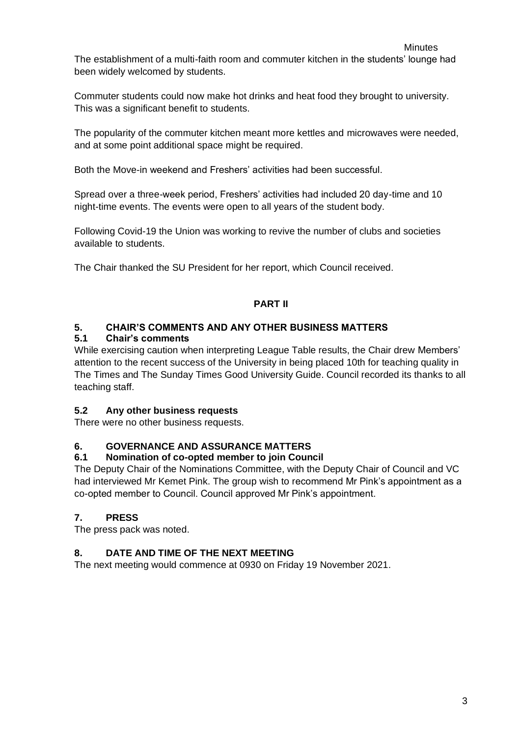The establishment of a multi-faith room and commuter kitchen in the students' lounge had been widely welcomed by students.

Commuter students could now make hot drinks and heat food they brought to university. This was a significant benefit to students.

The popularity of the commuter kitchen meant more kettles and microwaves were needed, and at some point additional space might be required.

Both the Move-in weekend and Freshers' activities had been successful.

Spread over a three-week period, Freshers' activities had included 20 day-time and 10 night-time events. The events were open to all years of the student body.

Following Covid-19 the Union was working to revive the number of clubs and societies available to students.

The Chair thanked the SU President for her report, which Council received.

**PART II**

## 5. CHAIR'S COMMENTS AND ANY OTHER BUSINESS MATTERS

### 5.1 Chair's comments

While exercising caution when interpreting League Table results, the Chair drew Members' attention to the recent success of the University in being placed 10th for teaching quality in The Times and The Sunday Times Good University Guide. Council recorded its thanks to all teaching staff.

### 5.2 Any other business requests

There were no other business requests.

## 6. GOVERNANCE AND ASSURANCE MATTERS

### 6.1 Nomination of co-opted member to join Council

The Deputy Chair of the Nominations Committee, with the Deputy Chair of Council and VC had interviewed Mr Kemet Pink. The group wish to recommend Mr Pink's appointment as a co-opted member to Council. Council approved Mr Pink's appointment.

## 7. PRESS

The press pack was noted.

## 8. DATE AND TIME OF THE NEXT MEETING

The next meeting would commence at 0930 on Friday 19 November 2021.